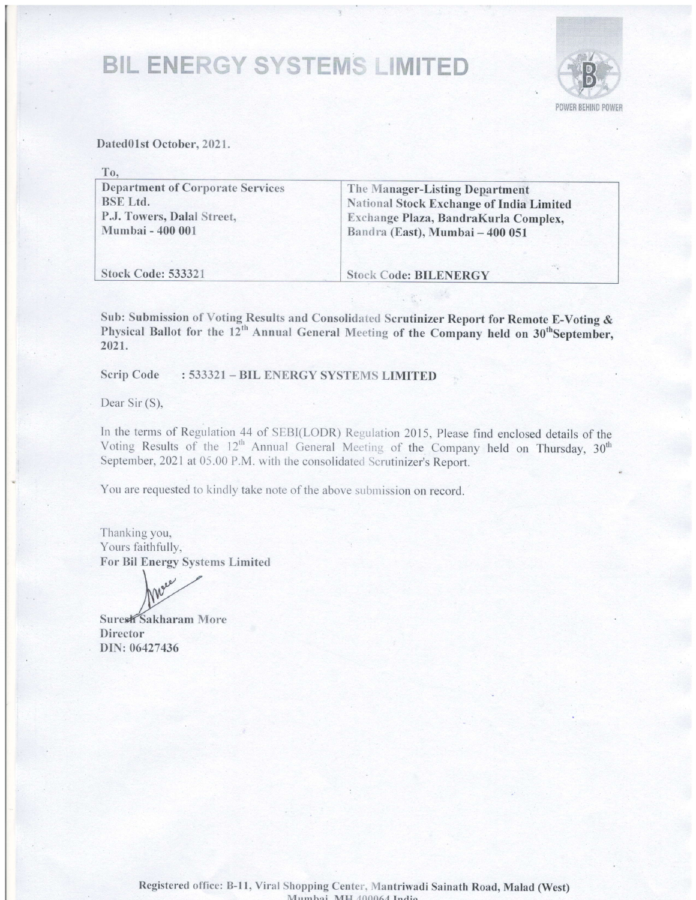# BIL ENERGY SYSTEMS LIMITED

POWER BEHIND POWER

Dated01st October, 2021.

To,

| Department of Corporate Services<br>BSE Ltd.<br>P.J. Towers, Dalal Street,<br>Mumbai - 400 001 | The Manager-Listing Department<br>National Stock Exchange of India Limited<br>Exchange Plaza, BandraKurla Complex,<br>Bandra (East), Mumbai – 400 051 |
|---|---|
| Stock Code: 533321 | Stock Code: BILENERGY |

**Sub: Submission of Voting Results and Consolidated Scrutinizer Report for Remote E-Voting & Physical Ballot for the 12th Annual General Meeting of the Company held on 30th September, 2021.**

**Scrip Code : 533321 – BIL ENERGY SYSTEMS LIMITED**

Dear Sir (S),

In the terms of Regulation 44 of SEBI(LODR) Regulation 2015, Please find enclosed details of the Voting Results of the 12th Annual General Meeting of the Company held on Thursday, 30th September, 2021 at 05.00 P.M. with the consolidated Scrutinizer's Report.

You are requested to kindly take note of the above submission on record.

Thanking you,
Yours faithfully,
**For Bil Energy Systems Limited**

**Suresh Sakharam More**
**Director**
**DIN: 06427436**

Registered office: B-11, Viral Shopping Center, Mantriwadi Sainath Road, Malad (West) Mumbai, MH 400064 India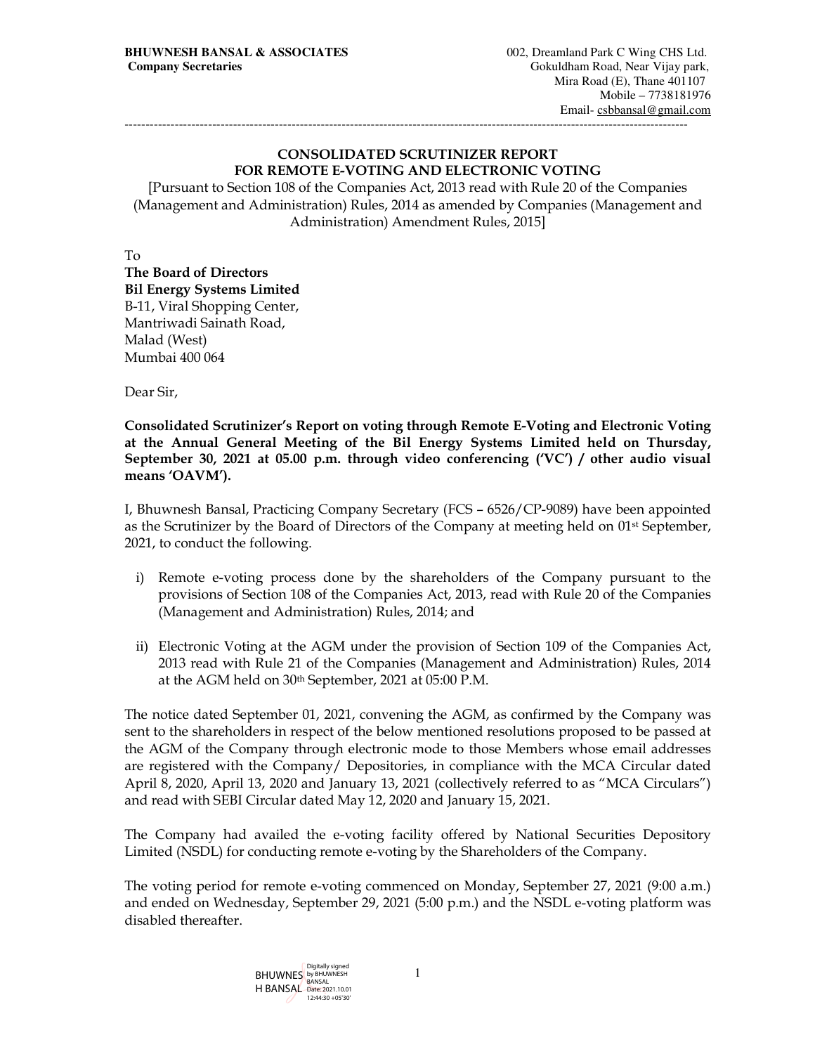**BHUWNESH BANSAL & ASSOCIATES**
**Company Secretaries**

002, Dreamland Park C Wing CHS Ltd.
Gokuldham Road, Near Vijay park,
Mira Road (E), Thane 401107
Mobile – 7738181976
Email- csbbansal@gmail.com

---

**CONSOLIDATED SCRUTINIZER REPORT**
**FOR REMOTE E-VOTING AND ELECTRONIC VOTING**

[Pursuant to Section 108 of the Companies Act, 2013 read with Rule 20 of the Companies (Management and Administration) Rules, 2014 as amended by Companies (Management and Administration) Amendment Rules, 2015]

To
**The Board of Directors**
**Bil Energy Systems Limited**
B-11, Viral Shopping Center,
Mantriwadi Sainath Road,
Malad (West)
Mumbai 400 064

Dear Sir,

**Consolidated Scrutinizer's Report on voting through Remote E-Voting and Electronic Voting at the Annual General Meeting of the Bil Energy Systems Limited held on Thursday, September 30, 2021 at 05.00 p.m. through video conferencing ('VC') / other audio visual means 'OAVM').**

I, Bhuwnesh Bansal, Practicing Company Secretary (FCS – 6526/CP-9089) have been appointed as the Scrutinizer by the Board of Directors of the Company at meeting held on 01st September, 2021, to conduct the following.

i) Remote e-voting process done by the shareholders of the Company pursuant to the provisions of Section 108 of the Companies Act, 2013, read with Rule 20 of the Companies (Management and Administration) Rules, 2014; and

ii) Electronic Voting at the AGM under the provision of Section 109 of the Companies Act, 2013 read with Rule 21 of the Companies (Management and Administration) Rules, 2014 at the AGM held on 30th September, 2021 at 05:00 P.M.

The notice dated September 01, 2021, convening the AGM, as confirmed by the Company was sent to the shareholders in respect of the below mentioned resolutions proposed to be passed at the AGM of the Company through electronic mode to those Members whose email addresses are registered with the Company/ Depositories, in compliance with the MCA Circular dated April 8, 2020, April 13, 2020 and January 13, 2021 (collectively referred to as "MCA Circulars") and read with SEBI Circular dated May 12, 2020 and January 15, 2021.

The Company had availed the e-voting facility offered by National Securities Depository Limited (NSDL) for conducting remote e-voting by the Shareholders of the Company.

The voting period for remote e-voting commenced on Monday, September 27, 2021 (9:00 a.m.) and ended on Wednesday, September 29, 2021 (5:00 p.m.) and the NSDL e-voting platform was disabled thereafter.

BHUWNESH BANSAL Digitally signed by BHUWNESH BANSAL Date: 2021.10.01 12:44:30 +05'30'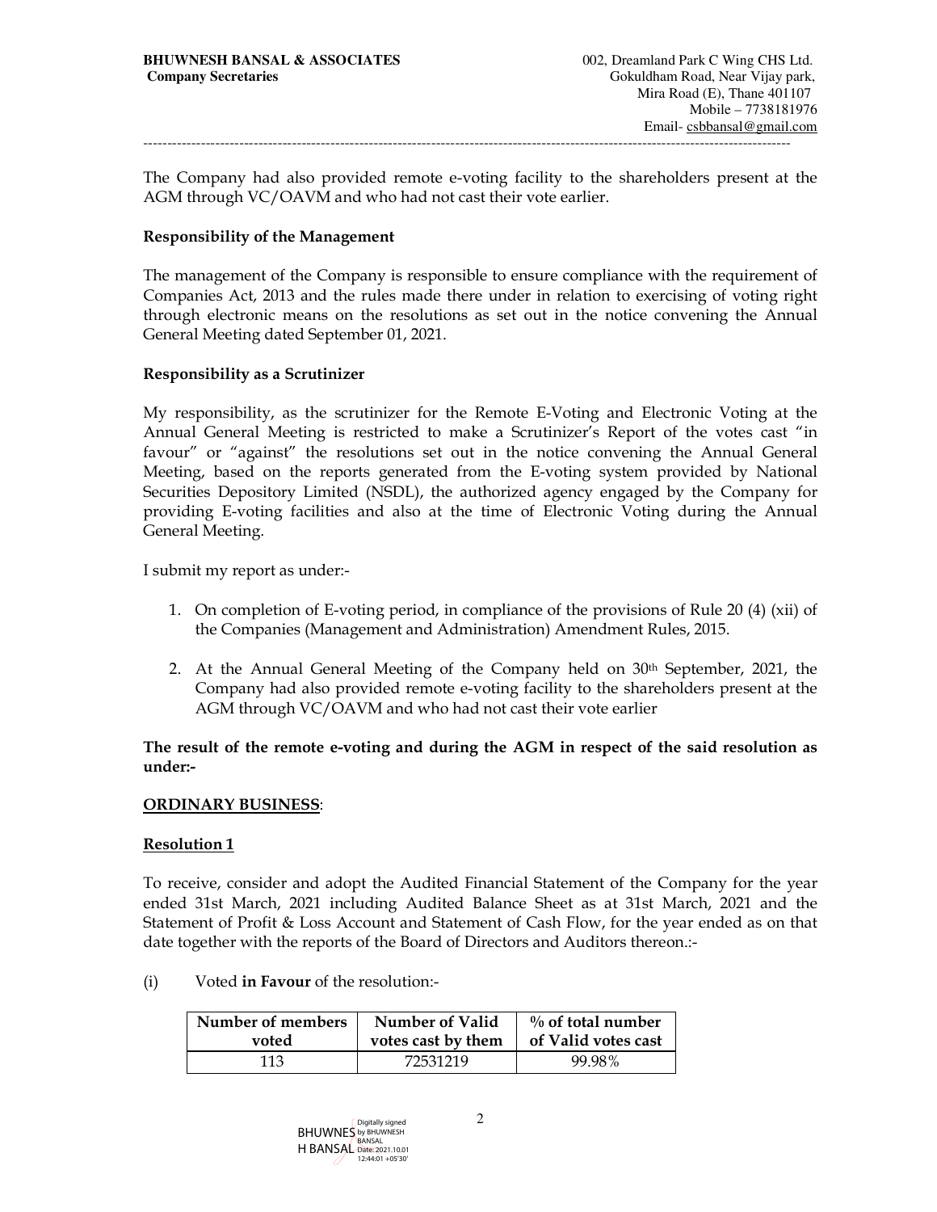The Company had also provided remote e-voting facility to the shareholders present at the AGM through VC/OAVM and who had not cast their vote earlier.

**Responsibility of the Management**

The management of the Company is responsible to ensure compliance with the requirement of Companies Act, 2013 and the rules made there under in relation to exercising of voting right through electronic means on the resolutions as set out in the notice convening the Annual General Meeting dated September 01, 2021.

**Responsibility as a Scrutinizer**

My responsibility, as the scrutinizer for the Remote E-Voting and Electronic Voting at the Annual General Meeting is restricted to make a Scrutinizer's Report of the votes cast "in favour" or "against" the resolutions set out in the notice convening the Annual General Meeting, based on the reports generated from the E-voting system provided by National Securities Depository Limited (NSDL), the authorized agency engaged by the Company for providing E-voting facilities and also at the time of Electronic Voting during the Annual General Meeting.

I submit my report as under:-

1. On completion of E-voting period, in compliance of the provisions of Rule 20 (4) (xii) of the Companies (Management and Administration) Amendment Rules, 2015.
2. At the Annual General Meeting of the Company held on 30th September, 2021, the Company had also provided remote e-voting facility to the shareholders present at the AGM through VC/OAVM and who had not cast their vote earlier

**The result of the remote e-voting and during the AGM in respect of the said resolution as under:-**

**ORDINARY BUSINESS**:

**Resolution 1**

To receive, consider and adopt the Audited Financial Statement of the Company for the year ended 31st March, 2021 including Audited Balance Sheet as at 31st March, 2021 and the Statement of Profit & Loss Account and Statement of Cash Flow, for the year ended as on that date together with the reports of the Board of Directors and Auditors thereon.:-

(i) Voted **in Favour** of the resolution:-

| Number of members voted | Number of Valid votes cast by them | % of total number of Valid votes cast |
|---|---|---|
| 113 | 72531219 | 99.98% |

BHUWNESH BANSAL Digitally signed by BHUWNESH BANSAL Date: 2021.10.01 12:44:01 +05'30'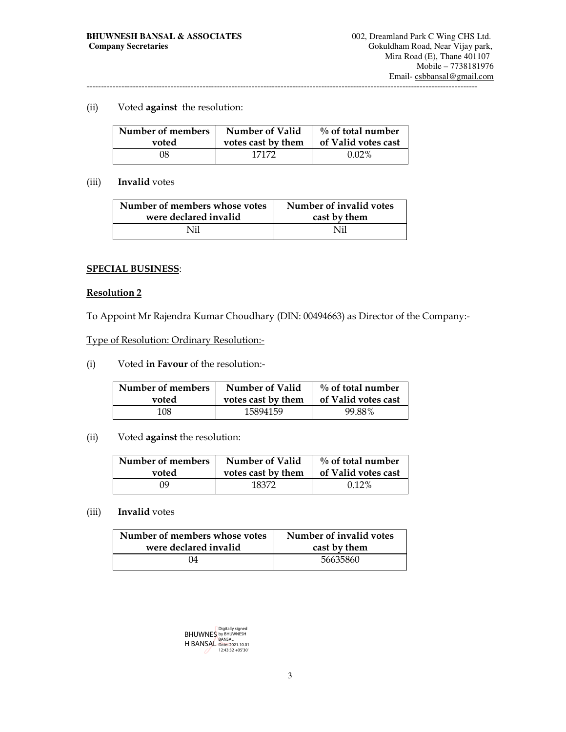(ii) Voted **against** the resolution:

| Number of members voted | Number of Valid votes cast by them | % of total number of Valid votes cast |
|---|---|---|
| 08 | 17172 | 0.02% |

(iii) **Invalid** votes

| Number of members whose votes were declared invalid | Number of invalid votes cast by them |
|---|---|
| Nil | Nil |

**SPECIAL BUSINESS**:

**Resolution 2**

To Appoint Mr Rajendra Kumar Choudhary (DIN: 00494663) as Director of the Company:-

Type of Resolution: Ordinary Resolution:-

(i) Voted **in Favour** of the resolution:-

| Number of members voted | Number of Valid votes cast by them | % of total number of Valid votes cast |
|---|---|---|
| 108 | 15894159 | 99.88% |

(ii) Voted **against** the resolution:

| Number of members voted | Number of Valid votes cast by them | % of total number of Valid votes cast |
|---|---|---|
| 09 | 18372 | 0.12% |

(iii) **Invalid** votes

| Number of members whose votes were declared invalid | Number of invalid votes cast by them |
|---|---|
| 04 | 56635860 |

BHUWNESH BANSAL Digitally signed by BHUWNESH BANSAL Date: 2021.10.01 12:43:32 +05'30'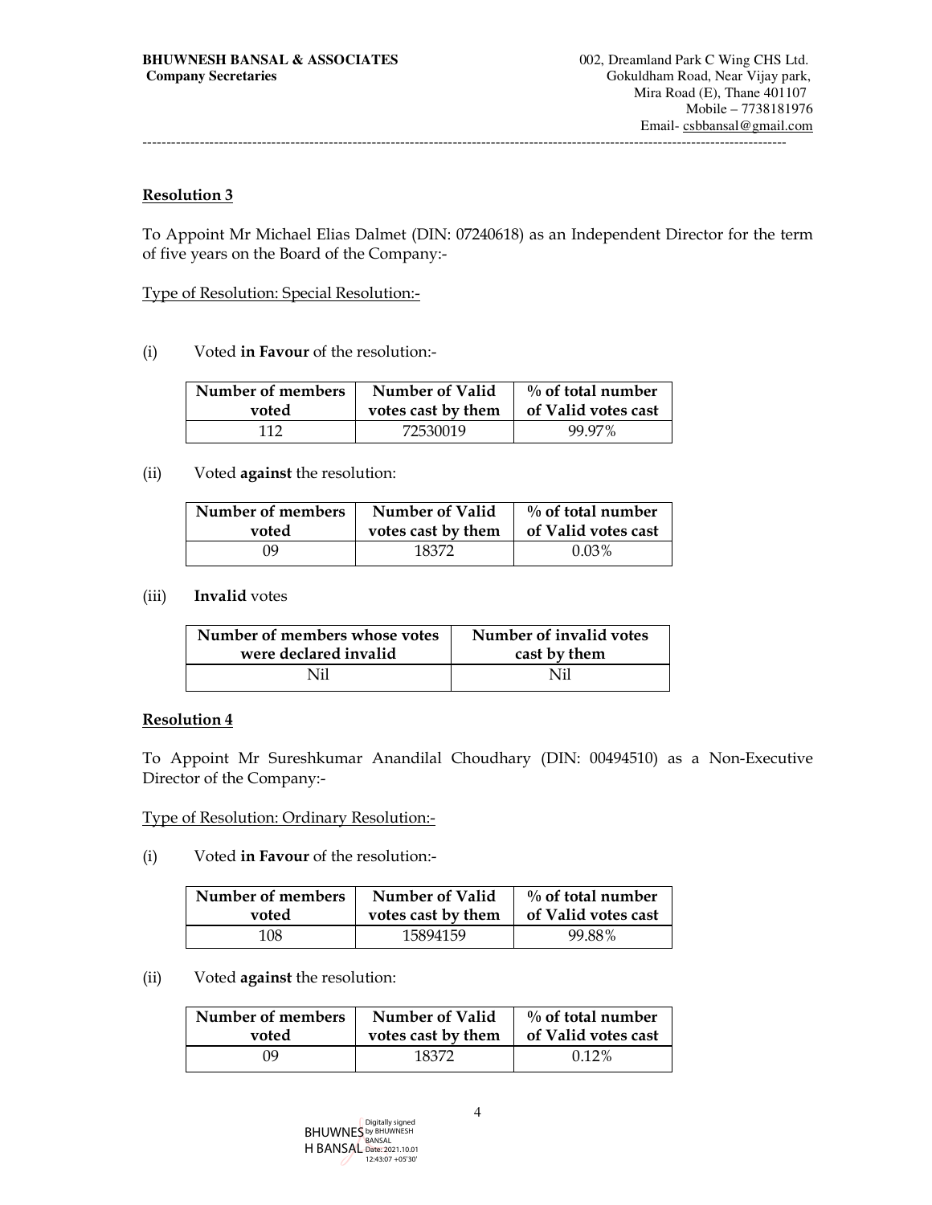## Resolution 3

To Appoint Mr Michael Elias Dalmet (DIN: 07240618) as an Independent Director for the term of five years on the Board of the Company:-

Type of Resolution: Special Resolution:-

(i) Voted **in Favour** of the resolution:-

| Number of members voted | Number of Valid votes cast by them | % of total number of Valid votes cast |
|---|---|---|
| 112 | 72530019 | 99.97% |

(ii) Voted **against** the resolution:

| Number of members voted | Number of Valid votes cast by them | % of total number of Valid votes cast |
|---|---|---|
| 09 | 18372 | 0.03% |

(iii) **Invalid** votes

| Number of members whose votes were declared invalid | Number of invalid votes cast by them |
|---|---|
| Nil | Nil |

## Resolution 4

To Appoint Mr Sureshkumar Anandilal Choudhary (DIN: 00494510) as a Non-Executive Director of the Company:-

Type of Resolution: Ordinary Resolution:-

(i) Voted **in Favour** of the resolution:-

| Number of members voted | Number of Valid votes cast by them | % of total number of Valid votes cast |
|---|---|---|
| 108 | 15894159 | 99.88% |

(ii) Voted **against** the resolution:

| Number of members voted | Number of Valid votes cast by them | % of total number of Valid votes cast |
|---|---|---|
| 09 | 18372 | 0.12% |

BHUWNESH BANSAL Digitally signed by BHUWNESH BANSAL Date: 2021.10.01 12:43:07 +05'30'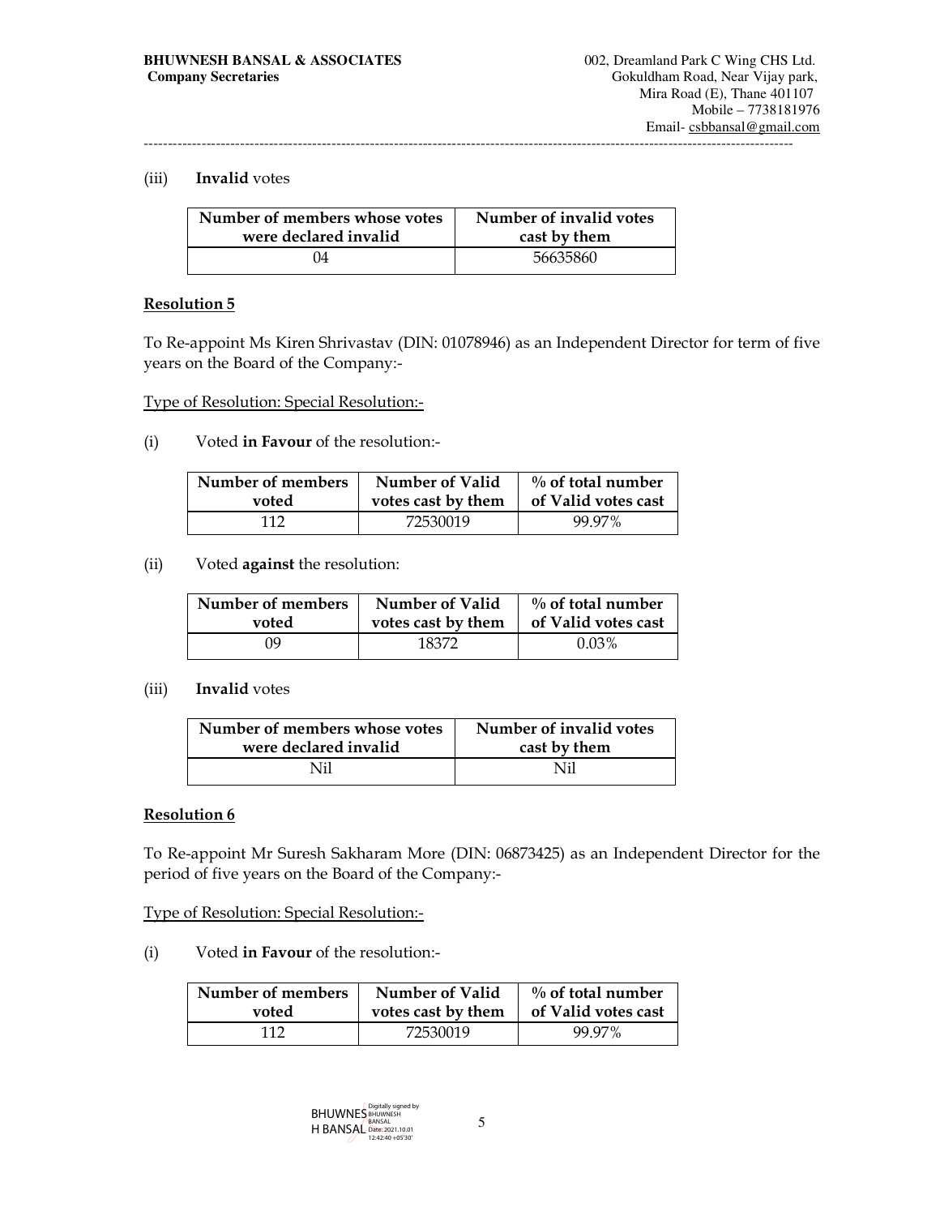(iii) **Invalid** votes

| Number of members whose votes were declared invalid | Number of invalid votes cast by them |
|---|---|
| 04 | 56635860 |

**Resolution 5**

To Re-appoint Ms Kiren Shrivastav (DIN: 01078946) as an Independent Director for term of five years on the Board of the Company:-

Type of Resolution: Special Resolution:-

(i) Voted **in Favour** of the resolution:-

| Number of members voted | Number of Valid votes cast by them | % of total number of Valid votes cast |
|---|---|---|
| 112 | 72530019 | 99.97% |

(ii) Voted **against** the resolution:

| Number of members voted | Number of Valid votes cast by them | % of total number of Valid votes cast |
|---|---|---|
| 09 | 18372 | 0.03% |

(iii) **Invalid** votes

| Number of members whose votes were declared invalid | Number of invalid votes cast by them |
|---|---|
| Nil | Nil |

**Resolution 6**

To Re-appoint Mr Suresh Sakharam More (DIN: 06873425) as an Independent Director for the period of five years on the Board of the Company:-

Type of Resolution: Special Resolution:-

(i) Voted **in Favour** of the resolution:-

| Number of members voted | Number of Valid votes cast by them | % of total number of Valid votes cast |
|---|---|---|
| 112 | 72530019 | 99.97% |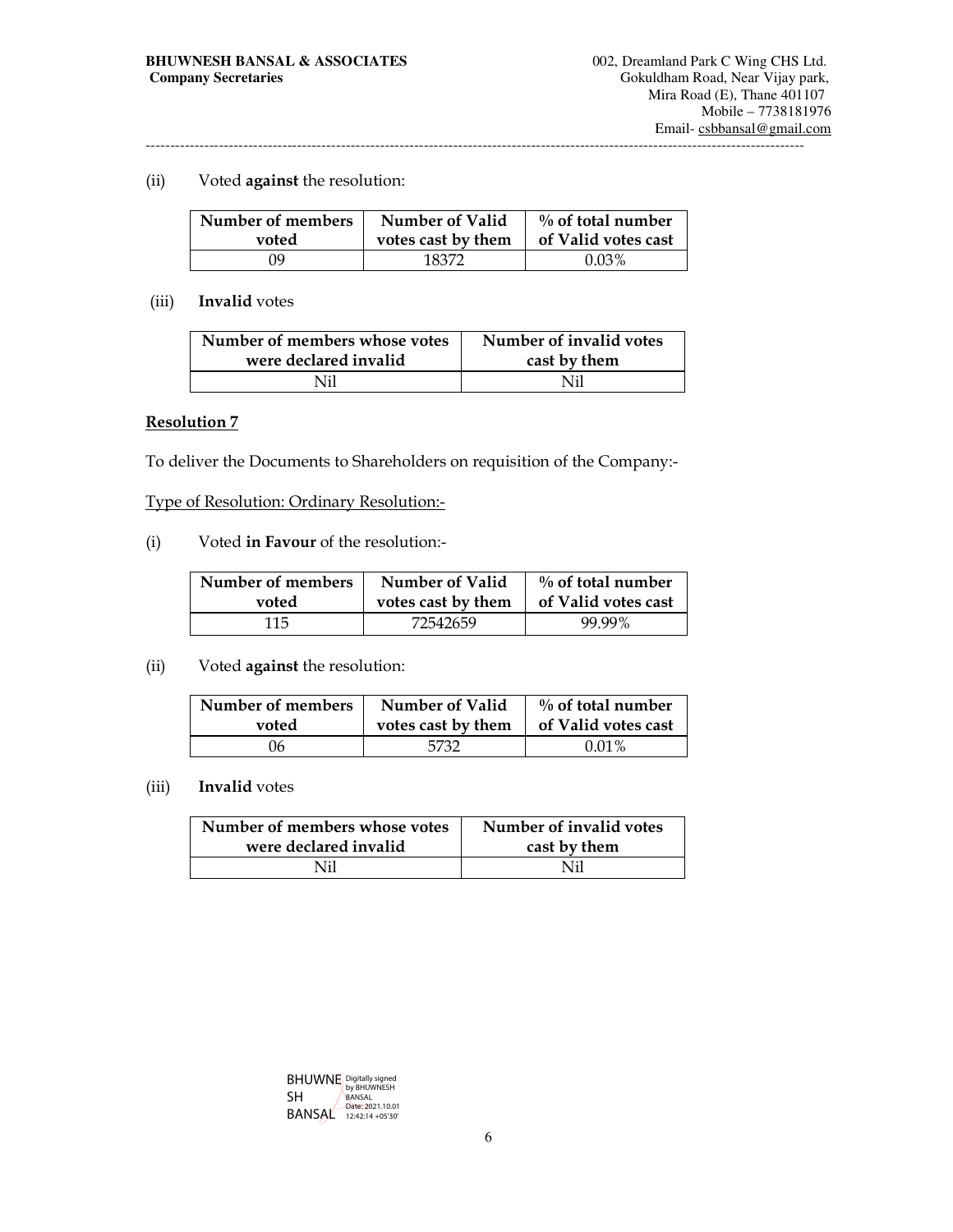(ii) Voted **against** the resolution:

| Number of members voted | Number of Valid votes cast by them | % of total number of Valid votes cast |
|---|---|---|
| 09 | 18372 | 0.03% |

(iii) **Invalid** votes

| Number of members whose votes were declared invalid | Number of invalid votes cast by them |
|---|---|
| Nil | Nil |

**Resolution 7**

To deliver the Documents to Shareholders on requisition of the Company:-

Type of Resolution: Ordinary Resolution:-

(i) Voted **in Favour** of the resolution:-

| Number of members voted | Number of Valid votes cast by them | % of total number of Valid votes cast |
|---|---|---|
| 115 | 72542659 | 99.99% |

(ii) Voted **against** the resolution:

| Number of members voted | Number of Valid votes cast by them | % of total number of Valid votes cast |
|---|---|---|
| 06 | 5732 | 0.01% |

(iii) **Invalid** votes

| Number of members whose votes were declared invalid | Number of invalid votes cast by them |
|---|---|
| Nil | Nil |

BHUWNESH BANSAL Digitally signed by BHUWNESH BANSAL Date: 2021.10.01 12:42:14 +05'30'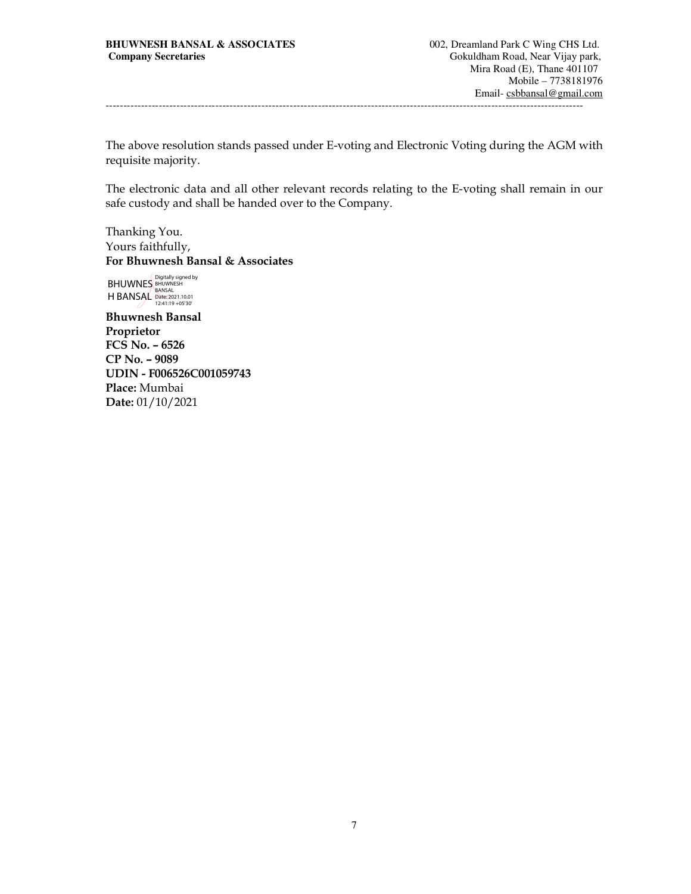**BHUWNESH BANSAL & ASSOCIATES**
**Company Secretaries**

002, Dreamland Park C Wing CHS Ltd.
Gokuldham Road, Near Vijay park,
Mira Road (E), Thane 401107
Mobile – 7738181976
Email- csbbansal@gmail.com

---

The above resolution stands passed under E-voting and Electronic Voting during the AGM with requisite majority.

The electronic data and all other relevant records relating to the E-voting shall remain in our safe custody and shall be handed over to the Company.

Thanking You.
Yours faithfully,
**For Bhuwnesh Bansal & Associates**

BHUWNESH BANSAL
Digitally signed by BHUWNESH BANSAL
Date: 2021.10.01 12:41:19 +05'30'

**Bhuwnesh Bansal**
**Proprietor**
**FCS No. – 6526**
**CP No. – 9089**
**UDIN - F006526C001059743**
**Place:** Mumbai
**Date:** 01/10/2021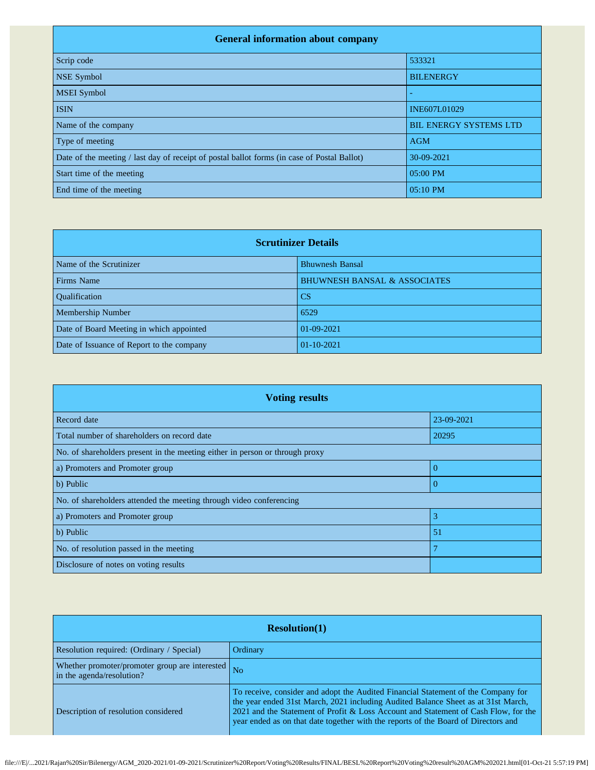| General information about company | |
|---|---|
| Scrip code | 533321 |
| NSE Symbol | BILENERGY |
| MSEI Symbol | - |
| ISIN | INE607L01029 |
| Name of the company | BIL ENERGY SYSTEMS LTD |
| Type of meeting | AGM |
| Date of the meeting / last day of receipt of postal ballot forms (in case of Postal Ballot) | 30-09-2021 |
| Start time of the meeting | 05:00 PM |
| End time of the meeting | 05:10 PM |

| Scrutinizer Details | |
|---|---|
| Name of the Scrutinizer | Bhuwnesh Bansal |
| Firms Name | BHUWNESH BANSAL & ASSOCIATES |
| Qualification | CS |
| Membership Number | 6529 |
| Date of Board Meeting in which appointed | 01-09-2021 |
| Date of Issuance of Report to the company | 01-10-2021 |

| Voting results | |
|---|---|
| Record date | 23-09-2021 |
| Total number of shareholders on record date | 20295 |
| No. of shareholders present in the meeting either in person or through proxy | |
| a) Promoters and Promoter group | 0 |
| b) Public | 0 |
| No. of shareholders attended the meeting through video conferencing | |
| a) Promoters and Promoter group | 3 |
| b) Public | 51 |
| No. of resolution passed in the meeting | 7 |
| Disclosure of notes on voting results | |

| Resolution(1) | |
|---|---|
| Resolution required: (Ordinary / Special) | Ordinary |
| Whether promoter/promoter group are interested in the agenda/resolution? | No |
| Description of resolution considered | To receive, consider and adopt the Audited Financial Statement of the Company for the year ended 31st March, 2021 including Audited Balance Sheet as at 31st March, 2021 and the Statement of Profit & Loss Account and Statement of Cash Flow, for the year ended as on that date together with the reports of the Board of Directors and |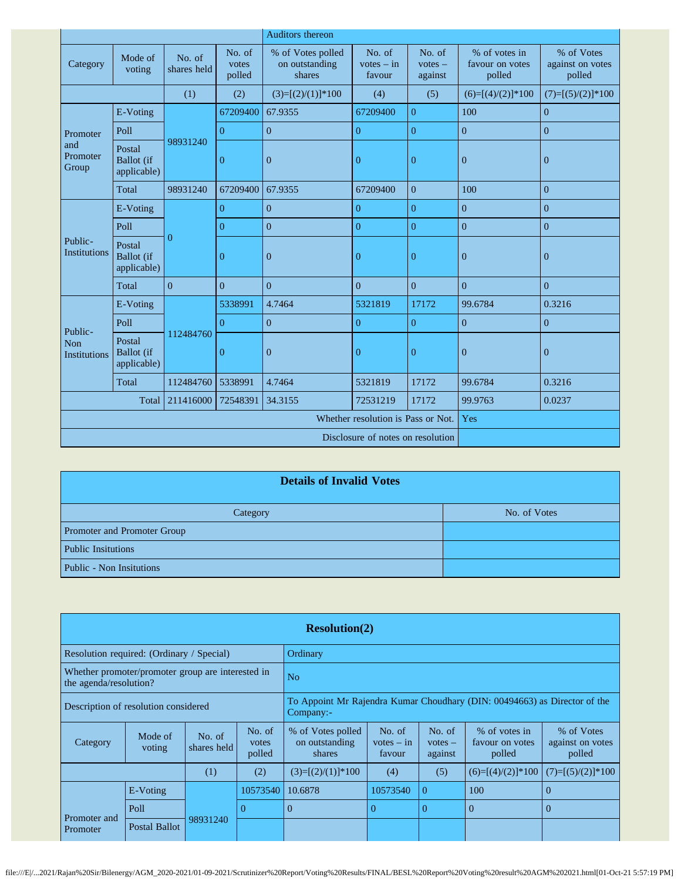| | | | | Auditors thereon | | | | |
|---|---|---|---|---|---|---|---|---|
| Category | Mode of voting | No. of shares held | No. of votes polled | % of Votes polled on outstanding shares | No. of votes – in favour | No. of votes – against | % of votes in favour on votes polled | % of Votes against on votes polled |
| | | (1) | (2) | (3)=[(2)/(1)]*100 | (4) | (5) | (6)=[(4)/(2)]*100 | (7)=[(5)/(2)]*100 |
| Promoter and Promoter Group | E-Voting | 98931240 | 67209400 | 67.9355 | 67209400 | 0 | 100 | 0 |
| | Poll | | 0 | 0 | 0 | 0 | 0 | 0 |
| | Postal Ballot (if applicable) | | 0 | 0 | 0 | 0 | 0 | 0 |
| | Total | 98931240 | 67209400 | 67.9355 | 67209400 | 0 | 100 | 0 |
| Public-Institutions | E-Voting | 0 | 0 | 0 | 0 | 0 | 0 | 0 |
| | Poll | | 0 | 0 | 0 | 0 | 0 | 0 |
| | Postal Ballot (if applicable) | | 0 | 0 | 0 | 0 | 0 | 0 |
| | Total | 0 | 0 | 0 | 0 | 0 | 0 | 0 |
| Public-Non Institutions | E-Voting | 112484760 | 5338991 | 4.7464 | 5321819 | 17172 | 99.6784 | 0.3216 |
| | Poll | | 0 | 0 | 0 | 0 | 0 | 0 |
| | Postal Ballot (if applicable) | | 0 | 0 | 0 | 0 | 0 | 0 |
| | Total | 112484760 | 5338991 | 4.7464 | 5321819 | 17172 | 99.6784 | 0.3216 |
| | Total | 211416000 | 72548391 | 34.3155 | 72531219 | 17172 | 99.9763 | 0.0237 |
| | | | | | | Whether resolution is Pass or Not. | Yes | |
| | | | | | | Disclosure of notes on resolution | | |

## Details of Invalid Votes

| Category | No. of Votes |
|---|---|
| Promoter and Promoter Group | |
| Public Insitutions | |
| Public - Non Insitutions | |

## Resolution(2)

| | | | | | | | | |
|---|---|---|---|---|---|---|---|---|
| Resolution required: (Ordinary / Special) | | | | Ordinary | | | | |
| Whether promoter/promoter group are interested in the agenda/resolution? | | | | No | | | | |
| Description of resolution considered | | | | To Appoint Mr Rajendra Kumar Choudhary (DIN: 00494663) as Director of the Company:- | | | | |
| Category | Mode of voting | No. of shares held | No. of votes polled | % of Votes polled on outstanding shares | No. of votes – in favour | No. of votes – against | % of votes in favour on votes polled | % of Votes against on votes polled |
| | | (1) | (2) | (3)=[(2)/(1)]*100 | (4) | (5) | (6)=[(4)/(2)]*100 | (7)=[(5)/(2)]*100 |
| Promoter and Promoter | E-Voting | 98931240 | 10573540 | 10.6878 | 10573540 | 0 | 100 | 0 |
| | Poll | | 0 | 0 | 0 | 0 | 0 | 0 |
| | Postal Ballot | | | | | | | |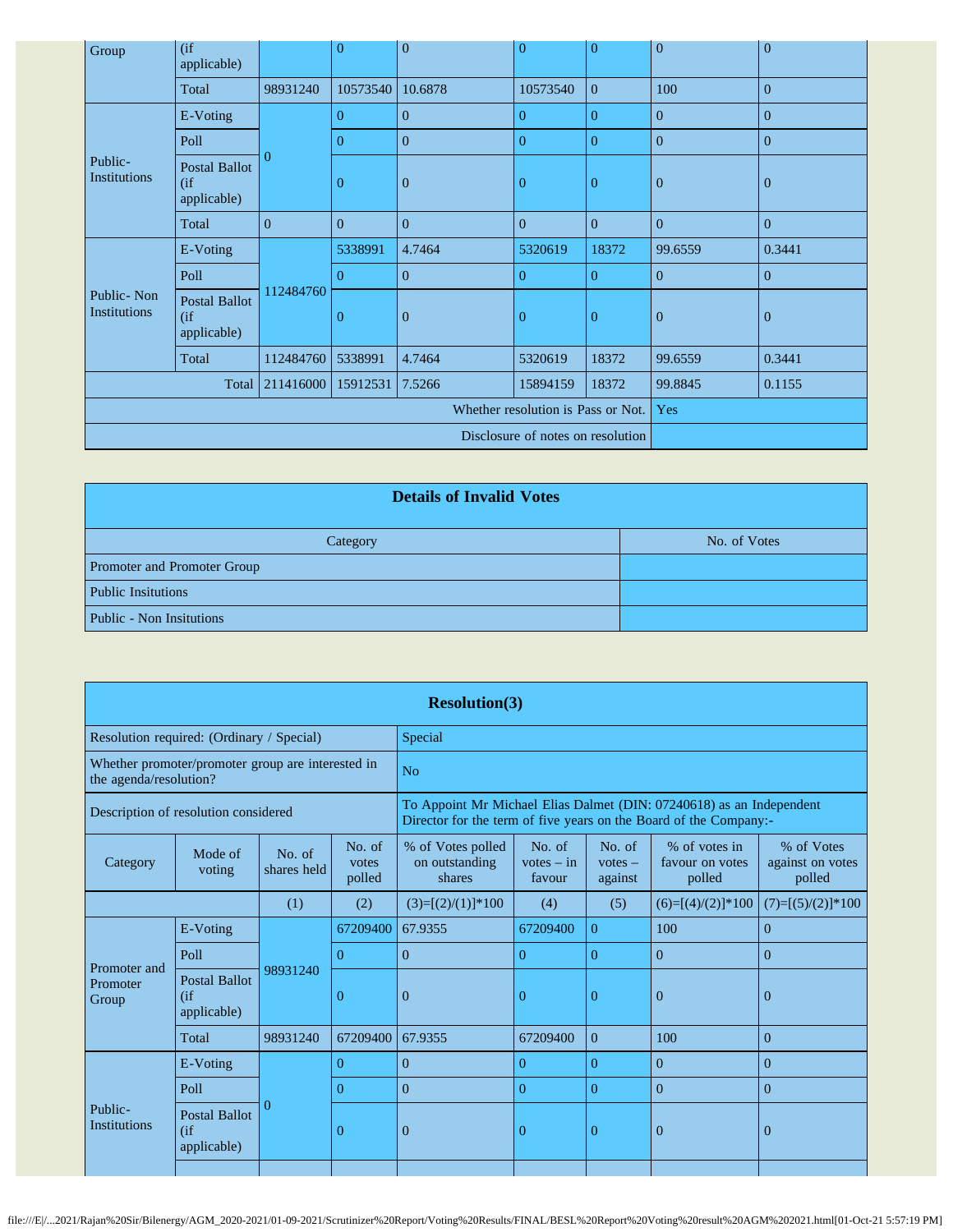| Group | (if applicable) | | 0 | 0 | 0 | 0 | 0 | 0 |
|---|---|---|---|---|---|---|---|---|
| | Total | 98931240 | 10573540 | 10.6878 | 10573540 | 0 | 100 | 0 |
| Public- Institutions | E-Voting | 0 | 0 | 0 | 0 | 0 | 0 | 0 |
| | Poll | | 0 | 0 | 0 | 0 | 0 | 0 |
| | Postal Ballot (if applicable) | | 0 | 0 | 0 | 0 | 0 | 0 |
| | Total | 0 | 0 | 0 | 0 | 0 | 0 | 0 |
| Public- Non Institutions | E-Voting | 112484760 | 5338991 | 4.7464 | 5320619 | 18372 | 99.6559 | 0.3441 |
| | Poll | | 0 | 0 | 0 | 0 | 0 | 0 |
| | Postal Ballot (if applicable) | | 0 | 0 | 0 | 0 | 0 | 0 |
| | Total | 112484760 | 5338991 | 4.7464 | 5320619 | 18372 | 99.6559 | 0.3441 |
| | Total | 211416000 | 15912531 | 7.5266 | 15894159 | 18372 | 99.8845 | 0.1155 |
| | | | | | | Whether resolution is Pass or Not. | Yes | |
| | | | | | | Disclosure of notes on resolution | | |

| Details of Invalid Votes | |
|---|---|
| Category | No. of Votes |
| Promoter and Promoter Group | |
| Public Insitutions | |
| Public - Non Insitutions | |

| Resolution(3) | | | | | | | | |
|---|---|---|---|---|---|---|---|---|
| Resolution required: (Ordinary / Special) | | | Special | | | | | |
| Whether promoter/promoter group are interested in the agenda/resolution? | | | No | | | | | |
| Description of resolution considered | | | To Appoint Mr Michael Elias Dalmet (DIN: 07240618) as an Independent Director for the term of five years on the Board of the Company:- | | | | | |
| Category | Mode of voting | No. of shares held | No. of votes polled | % of Votes polled on outstanding shares | No. of votes – in favour | No. of votes – against | % of votes in favour on votes polled | % of Votes against on votes polled |
| | | (1) | (2) | (3)=[(2)/(1)]*100 | (4) | (5) | (6)=[(4)/(2)]*100 | (7)=[(5)/(2)]*100 |
| Promoter and Promoter Group | E-Voting | 98931240 | 67209400 | 67.9355 | 67209400 | 0 | 100 | 0 |
| | Poll | | 0 | 0 | 0 | 0 | 0 | 0 |
| | Postal Ballot (if applicable) | | 0 | 0 | 0 | 0 | 0 | 0 |
| | Total | 98931240 | 67209400 | 67.9355 | 67209400 | 0 | 100 | 0 |
| Public- Institutions | E-Voting | 0 | 0 | 0 | 0 | 0 | 0 | 0 |
| | Poll | | 0 | 0 | 0 | 0 | 0 | 0 |
| | Postal Ballot (if applicable) | | 0 | 0 | 0 | 0 | 0 | 0 |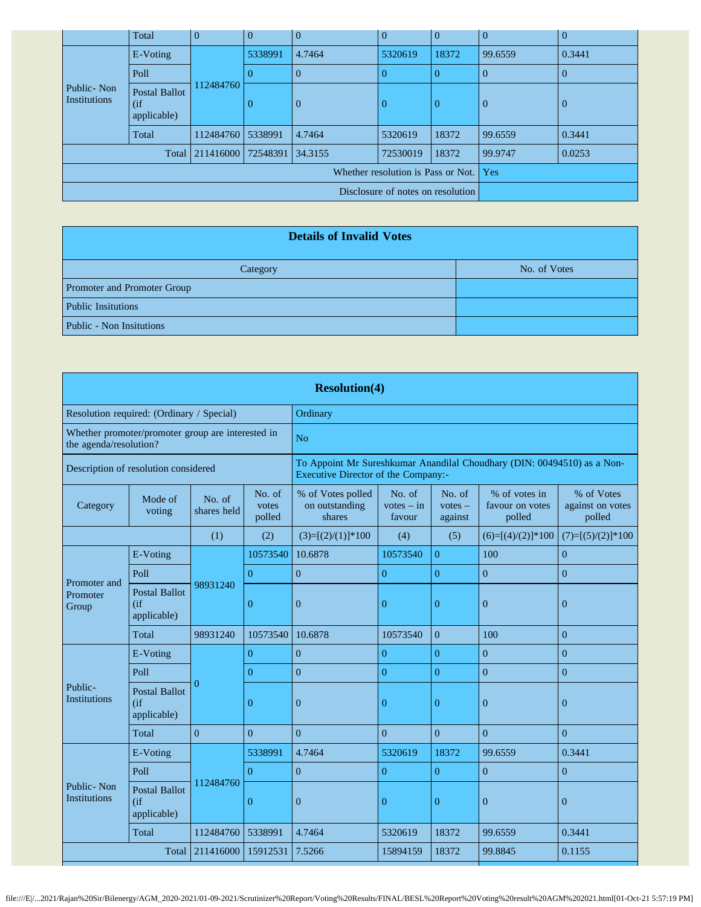| | Total | 0 | 0 | 0 | 0 | 0 | 0 | 0 |
|---|---|---|---|---|---|---|---|---|
| Public- Non Institutions | E-Voting | 112484760 | 5338991 | 4.7464 | 5320619 | 18372 | 99.6559 | 0.3441 |
| | Poll | | 0 | 0 | 0 | 0 | 0 | 0 |
| | Postal Ballot (if applicable) | | 0 | 0 | 0 | 0 | 0 | 0 |
| | Total | 112484760 | 5338991 | 4.7464 | 5320619 | 18372 | 99.6559 | 0.3441 |
| Total | | 211416000 | 72548391 | 34.3155 | 72530019 | 18372 | 99.9747 | 0.0253 |
| Whether resolution is Pass or Not. | | | | | | | Yes | |
| Disclosure of notes on resolution | | | | | | | | |

| Details of Invalid Votes | |
|---|---|
| Category | No. of Votes |
| Promoter and Promoter Group | |
| Public Insitutions | |
| Public - Non Insitutions | |

| Resolution(4) | | | | | | | | |
|---|---|---|---|---|---|---|---|---|
| Resolution required: (Ordinary / Special) | | | Ordinary | | | | | |
| Whether promoter/promoter group are interested in the agenda/resolution? | | | No | | | | | |
| Description of resolution considered | | | To Appoint Mr Sureshkumar Anandilal Choudhary (DIN: 00494510) as a Non-Executive Director of the Company:- | | | | | |
| Category | Mode of voting | No. of shares held | No. of votes polled | % of Votes polled on outstanding shares | No. of votes – in favour | No. of votes – against | % of votes in favour on votes polled | % of Votes against on votes polled |
| | | (1) | (2) | (3)=[(2)/(1)]*100 | (4) | (5) | (6)=[(4)/(2)]*100 | (7)=[(5)/(2)]*100 |
| Promoter and Promoter Group | E-Voting | 98931240 | 10573540 | 10.6878 | 10573540 | 0 | 100 | 0 |
| | Poll | | 0 | 0 | 0 | 0 | 0 | 0 |
| | Postal Ballot (if applicable) | | 0 | 0 | 0 | 0 | 0 | 0 |
| | Total | 98931240 | 10573540 | 10.6878 | 10573540 | 0 | 100 | 0 |
| Public- Institutions | E-Voting | 0 | 0 | 0 | 0 | 0 | 0 | 0 |
| | Poll | | 0 | 0 | 0 | 0 | 0 | 0 |
| | Postal Ballot (if applicable) | | 0 | 0 | 0 | 0 | 0 | 0 |
| | Total | 0 | 0 | 0 | 0 | 0 | 0 | 0 |
| Public- Non Institutions | E-Voting | 112484760 | 5338991 | 4.7464 | 5320619 | 18372 | 99.6559 | 0.3441 |
| | Poll | | 0 | 0 | 0 | 0 | 0 | 0 |
| | Postal Ballot (if applicable) | | 0 | 0 | 0 | 0 | 0 | 0 |
| | Total | 112484760 | 5338991 | 4.7464 | 5320619 | 18372 | 99.6559 | 0.3441 |
| Total | | 211416000 | 15912531 | 7.5266 | 15894159 | 18372 | 99.8845 | 0.1155 |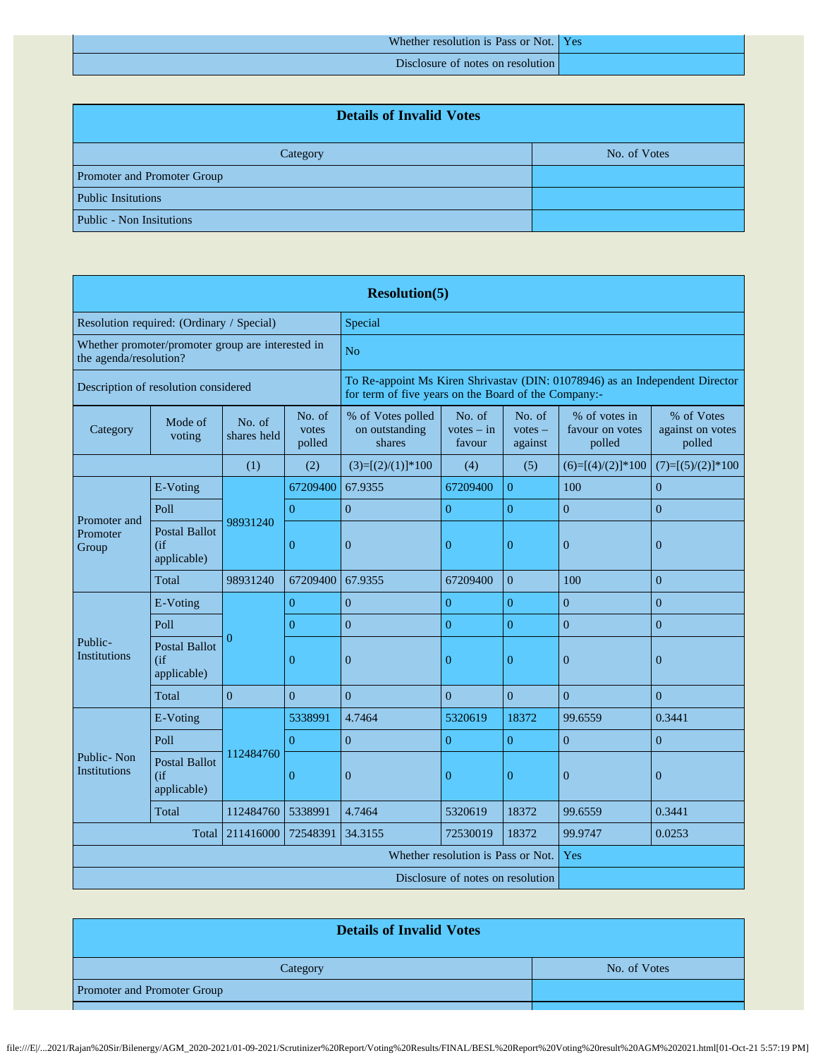| | |
|---|---|
| Whether resolution is Pass or Not. | Yes |
| Disclosure of notes on resolution | |

| Details of Invalid Votes | |
|---|---|
| Category | No. of Votes |
| Promoter and Promoter Group | |
| Public Insitutions | |
| Public - Non Insitutions | |

| Resolution(5) | | | | | | | | |
|---|---|---|---|---|---|---|---|---|
| Resolution required: (Ordinary / Special) | | | | Special | | | | |
| Whether promoter/promoter group are interested in the agenda/resolution? | | | | No | | | | |
| Description of resolution considered | | | | To Re-appoint Ms Kiren Shrivastav (DIN: 01078946) as an Independent Director for term of five years on the Board of the Company:- | | | | |
| Category | Mode of voting | No. of shares held | No. of votes polled | % of Votes polled on outstanding shares | No. of votes – in favour | No. of votes – against | % of votes in favour on votes polled | % of Votes against on votes polled |
| | | (1) | (2) | (3)=[(2)/(1)]*100 | (4) | (5) | (6)=[(4)/(2)]*100 | (7)=[(5)/(2)]*100 |
| Promoter and Promoter Group | E-Voting | 98931240 | 67209400 | 67.9355 | 67209400 | 0 | 100 | 0 |
| | Poll | | 0 | 0 | 0 | 0 | 0 | 0 |
| | Postal Ballot (if applicable) | | 0 | 0 | 0 | 0 | 0 | 0 |
| | Total | 98931240 | 67209400 | 67.9355 | 67209400 | 0 | 100 | 0 |
| Public- Institutions | E-Voting | 0 | 0 | 0 | 0 | 0 | 0 | 0 |
| | Poll | | 0 | 0 | 0 | 0 | 0 | 0 |
| | Postal Ballot (if applicable) | | 0 | 0 | 0 | 0 | 0 | 0 |
| | Total | 0 | 0 | 0 | 0 | 0 | 0 | 0 |
| Public- Non Institutions | E-Voting | 112484760 | 5338991 | 4.7464 | 5320619 | 18372 | 99.6559 | 0.3441 |
| | Poll | | 0 | 0 | 0 | 0 | 0 | 0 |
| | Postal Ballot (if applicable) | | 0 | 0 | 0 | 0 | 0 | 0 |
| | Total | 112484760 | 5338991 | 4.7464 | 5320619 | 18372 | 99.6559 | 0.3441 |
| Total | | 211416000 | 72548391 | 34.3155 | 72530019 | 18372 | 99.9747 | 0.0253 |
| Whether resolution is Pass or Not. | | | | | | | Yes | |
| Disclosure of notes on resolution | | | | | | | | |

| Details of Invalid Votes | |
|---|---|
| Category | No. of Votes |
| Promoter and Promoter Group | |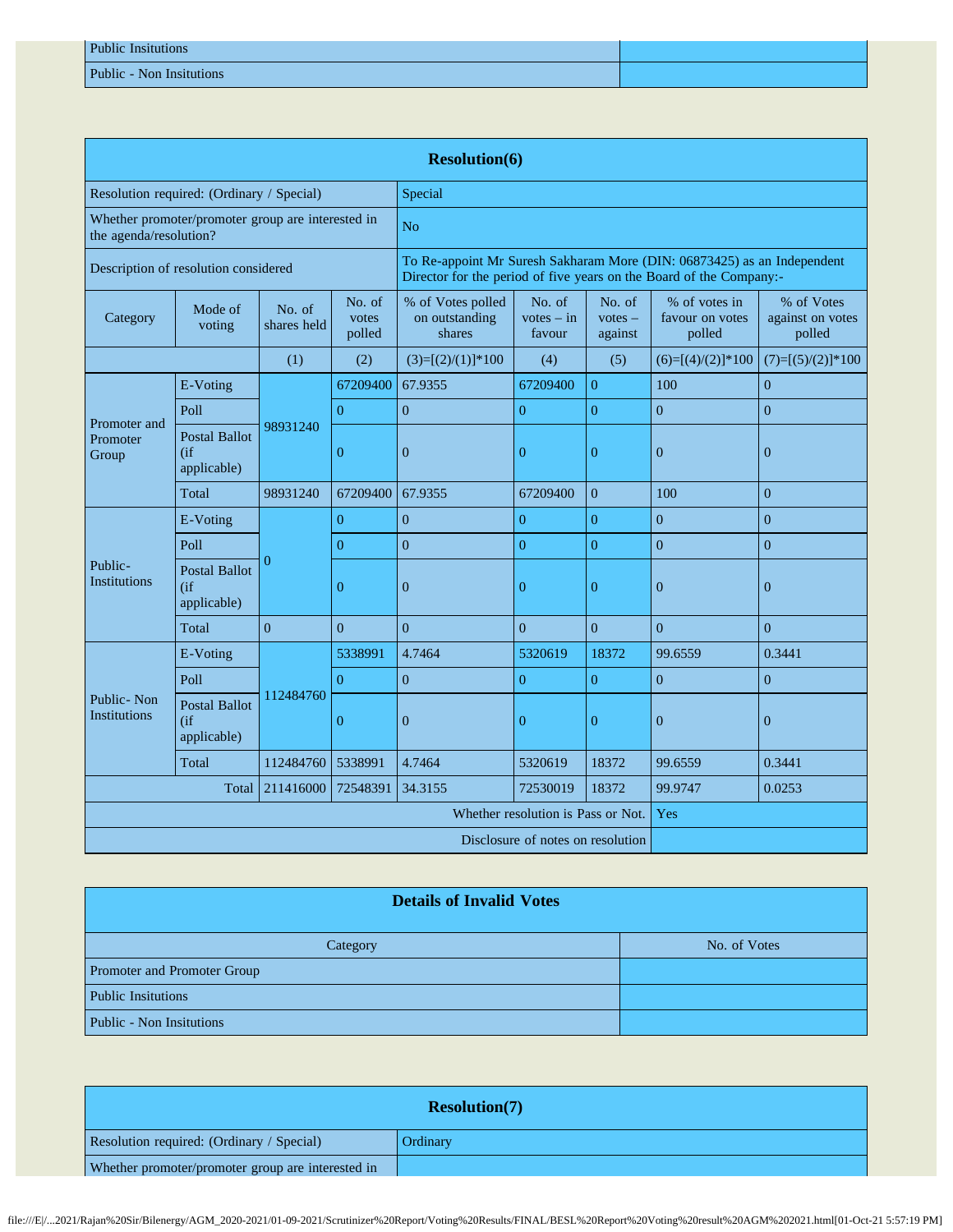| Public Insitutions | |
|---|---|
| Public - Non Insitutions | |

| **Resolution(6)** | | | | | | | | |
|---|---|---|---|---|---|---|---|---|
| Resolution required: (Ordinary / Special) | | | Special | | | | | |
| Whether promoter/promoter group are interested in the agenda/resolution? | | | No | | | | | |
| Description of resolution considered | | | To Re-appoint Mr Suresh Sakharam More (DIN: 06873425) as an Independent Director for the period of five years on the Board of the Company:- | | | | | |
| Category | Mode of voting | No. of shares held | No. of votes polled | % of Votes polled on outstanding shares | No. of votes – in favour | No. of votes – against | % of votes in favour on votes polled | % of Votes against on votes polled |
| | | (1) | (2) | (3)=[(2)/(1)]*100 | (4) | (5) | (6)=[(4)/(2)]*100 | (7)=[(5)/(2)]*100 |
| Promoter and Promoter Group | E-Voting | 98931240 | 67209400 | 67.9355 | 67209400 | 0 | 100 | 0 |
| | Poll | | 0 | 0 | 0 | 0 | 0 | 0 |
| | Postal Ballot (if applicable) | | 0 | 0 | 0 | 0 | 0 | 0 |
| | Total | 98931240 | 67209400 | 67.9355 | 67209400 | 0 | 100 | 0 |
| Public- Institutions | E-Voting | 0 | 0 | 0 | 0 | 0 | 0 | 0 |
| | Poll | | 0 | 0 | 0 | 0 | 0 | 0 |
| | Postal Ballot (if applicable) | | 0 | 0 | 0 | 0 | 0 | 0 |
| | Total | 0 | 0 | 0 | 0 | 0 | 0 | 0 |
| Public- Non Institutions | E-Voting | 112484760 | 5338991 | 4.7464 | 5320619 | 18372 | 99.6559 | 0.3441 |
| | Poll | | 0 | 0 | 0 | 0 | 0 | 0 |
| | Postal Ballot (if applicable) | | 0 | 0 | 0 | 0 | 0 | 0 |
| | Total | 112484760 | 5338991 | 4.7464 | 5320619 | 18372 | 99.6559 | 0.3441 |
| | Total | 211416000 | 72548391 | 34.3155 | 72530019 | 18372 | 99.9747 | 0.0253 |
| Whether resolution is Pass or Not. | | | | | | | Yes | |
| Disclosure of notes on resolution | | | | | | | | |

| **Details of Invalid Votes** | |
|---|---|
| Category | No. of Votes |
| Promoter and Promoter Group | |
| Public Insitutions | |
| Public - Non Insitutions | |

| **Resolution(7)** | |
|---|---|
| Resolution required: (Ordinary / Special) | Ordinary |
| Whether promoter/promoter group are interested in | |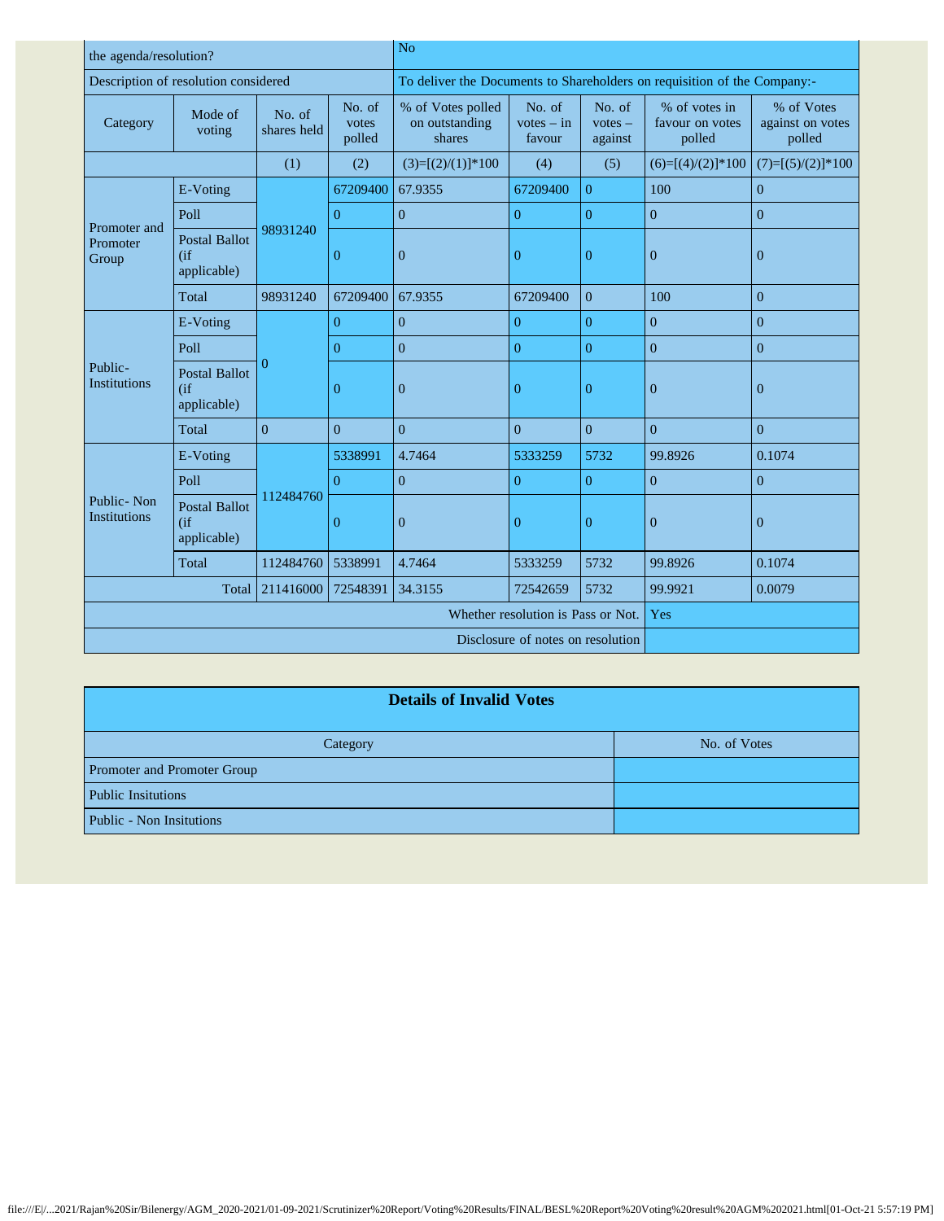| the agenda/resolution? | | | | No | | | | |
|---|---|---|---|---|---|---|---|---|
| Description of resolution considered | | | | To deliver the Documents to Shareholders on requisition of the Company:- | | | | |
| Category | Mode of voting | No. of shares held | No. of votes polled | % of Votes polled on outstanding shares | No. of votes – in favour | No. of votes – against | % of votes in favour on votes polled | % of Votes against on votes polled |
| | | (1) | (2) | (3)=[(2)/(1)]*100 | (4) | (5) | (6)=[(4)/(2)]*100 | (7)=[(5)/(2)]*100 |
| Promoter and Promoter Group | E-Voting | 98931240 | 67209400 | 67.9355 | 67209400 | 0 | 100 | 0 |
| | Poll | | 0 | 0 | 0 | 0 | 0 | 0 |
| | Postal Ballot (if applicable) | | 0 | 0 | 0 | 0 | 0 | 0 |
| | Total | 98931240 | 67209400 | 67.9355 | 67209400 | 0 | 100 | 0 |
| Public-Institutions | E-Voting | 0 | 0 | 0 | 0 | 0 | 0 | 0 |
| | Poll | | 0 | 0 | 0 | 0 | 0 | 0 |
| | Postal Ballot (if applicable) | | 0 | 0 | 0 | 0 | 0 | 0 |
| | Total | 0 | 0 | 0 | 0 | 0 | 0 | 0 |
| Public- Non Institutions | E-Voting | 112484760 | 5338991 | 4.7464 | 5333259 | 5732 | 99.8926 | 0.1074 |
| | Poll | | 0 | 0 | 0 | 0 | 0 | 0 |
| | Postal Ballot (if applicable) | | 0 | 0 | 0 | 0 | 0 | 0 |
| | Total | 112484760 | 5338991 | 4.7464 | 5333259 | 5732 | 99.8926 | 0.1074 |
| | Total | 211416000 | 72548391 | 34.3155 | 72542659 | 5732 | 99.9921 | 0.0079 |
| Whether resolution is Pass or Not. | | | | | | | Yes | |
| Disclosure of notes on resolution | | | | | | | | |

## Details of Invalid Votes

| Category | No. of Votes |
|---|---|
| Promoter and Promoter Group | |
| Public Insitutions | |
| Public - Non Insitutions | |